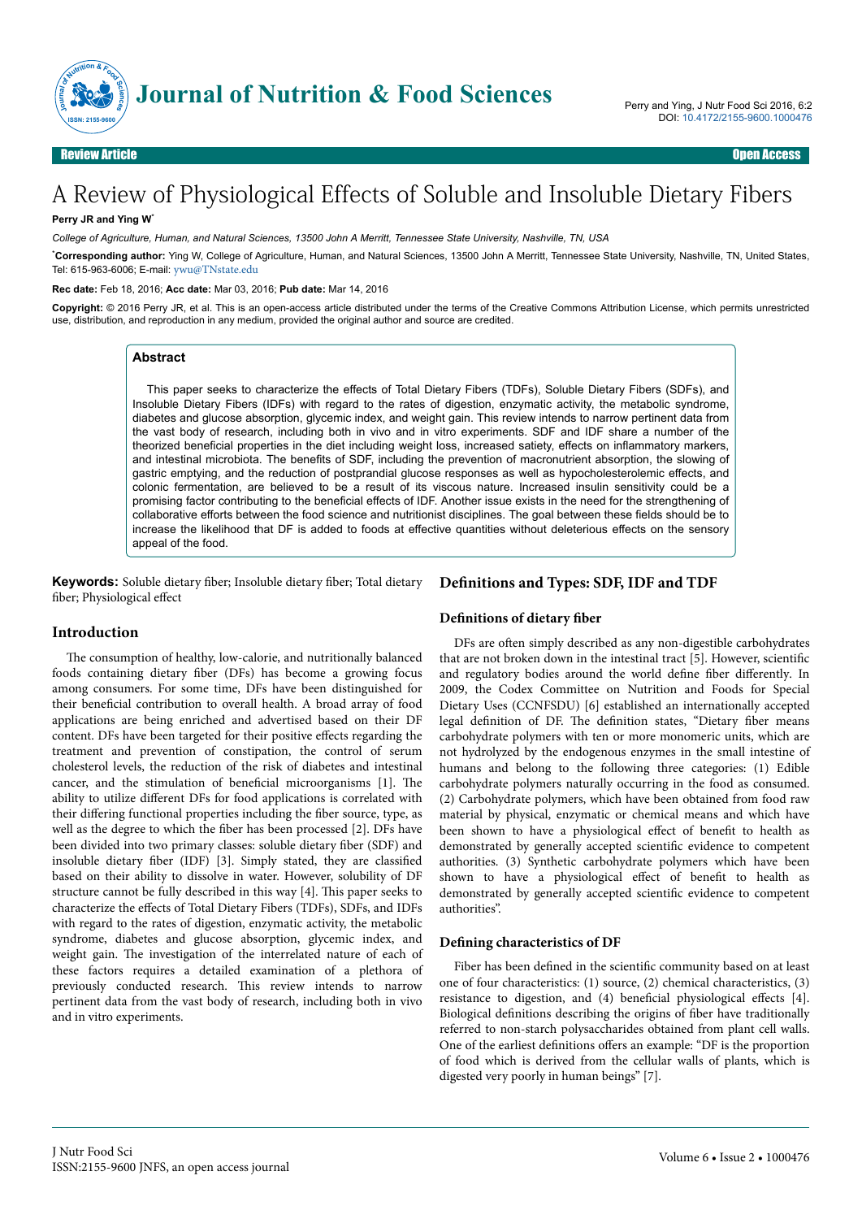Review Article | Open Access

# A Review of Physiological Effects of Soluble and Insoluble Dietary Fibers

**Perry JR and Ying W***

*College of Agriculture, Human, and Natural Sciences, 13500 John A Merritt, Tennessee State University, Nashville, TN, USA*

***Corresponding author:** Ying W, College of Agriculture, Human, and Natural Sciences, 13500 John A Merritt, Tennessee State University, Nashville, TN, United States, Tel: 615-963-6006; E-mail: ywu@TNstate.edu

**Rec date:** Feb 18, 2016; **Acc date:** Mar 03, 2016; **Pub date:** Mar 14, 2016

**Copyright:** © 2016 Perry JR, et al. This is an open-access article distributed under the terms of the Creative Commons Attribution License, which permits unrestricted use, distribution, and reproduction in any medium, provided the original author and source are credited.

## Abstract

This paper seeks to characterize the effects of Total Dietary Fibers (TDFs), Soluble Dietary Fibers (SDFs), and Insoluble Dietary Fibers (IDFs) with regard to the rates of digestion, enzymatic activity, the metabolic syndrome, diabetes and glucose absorption, glycemic index, and weight gain. This review intends to narrow pertinent data from the vast body of research, including both in vivo and in vitro experiments. SDF and IDF share a number of the theorized beneficial properties in the diet including weight loss, increased satiety, effects on inflammatory markers, and intestinal microbiota. The benefits of SDF, including the prevention of macronutrient absorption, the slowing of gastric emptying, and the reduction of postprandial glucose responses as well as hypocholesterolemic effects, and colonic fermentation, are believed to be a result of its viscous nature. Increased insulin sensitivity could be a promising factor contributing to the beneficial effects of IDF. Another issue exists in the need for the strengthening of collaborative efforts between the food science and nutritionist disciplines. The goal between these fields should be to increase the likelihood that DF is added to foods at effective quantities without deleterious effects on the sensory appeal of the food.

**Keywords:** Soluble dietary fiber; Insoluble dietary fiber; Total dietary fiber; Physiological effect

## Introduction

The consumption of healthy, low-calorie, and nutritionally balanced foods containing dietary fiber (DFs) has become a growing focus among consumers. For some time, DFs have been distinguished for their beneficial contribution to overall health. A broad array of food applications are being enriched and advertised based on their DF content. DFs have been targeted for their positive effects regarding the treatment and prevention of constipation, the control of serum cholesterol levels, the reduction of the risk of diabetes and intestinal cancer, and the stimulation of beneficial microorganisms [1]. The ability to utilize different DFs for food applications is correlated with their differing functional properties including the fiber source, type, as well as the degree to which the fiber has been processed [2]. DFs have been divided into two primary classes: soluble dietary fiber (SDF) and insoluble dietary fiber (IDF) [3]. Simply stated, they are classified based on their ability to dissolve in water. However, solubility of DF structure cannot be fully described in this way [4]. This paper seeks to characterize the effects of Total Dietary Fibers (TDFs), SDFs, and IDFs with regard to the rates of digestion, enzymatic activity, the metabolic syndrome, diabetes and glucose absorption, glycemic index, and weight gain. The investigation of the interrelated nature of each of these factors requires a detailed examination of a plethora of previously conducted research. This review intends to narrow pertinent data from the vast body of research, including both in vivo and in vitro experiments.

## Definitions and Types: SDF, IDF and TDF

### Definitions of dietary fiber

DFs are often simply described as any non-digestible carbohydrates that are not broken down in the intestinal tract [5]. However, scientific and regulatory bodies around the world define fiber differently. In 2009, the Codex Committee on Nutrition and Foods for Special Dietary Uses (CCNFSDU) [6] established an internationally accepted legal definition of DF. The definition states, "Dietary fiber means carbohydrate polymers with ten or more monomeric units, which are not hydrolyzed by the endogenous enzymes in the small intestine of humans and belong to the following three categories: (1) Edible carbohydrate polymers naturally occurring in the food as consumed. (2) Carbohydrate polymers, which have been obtained from food raw material by physical, enzymatic or chemical means and which have been shown to have a physiological effect of benefit to health as demonstrated by generally accepted scientific evidence to competent authorities. (3) Synthetic carbohydrate polymers which have been shown to have a physiological effect of benefit to health as demonstrated by generally accepted scientific evidence to competent authorities".

### Defining characteristics of DF

Fiber has been defined in the scientific community based on at least one of four characteristics: (1) source, (2) chemical characteristics, (3) resistance to digestion, and (4) beneficial physiological effects [4]. Biological definitions describing the origins of fiber have traditionally referred to non-starch polysaccharides obtained from plant cell walls. One of the earliest definitions offers an example: "DF is the proportion of food which is derived from the cellular walls of plants, which is digested very poorly in human beings" [7].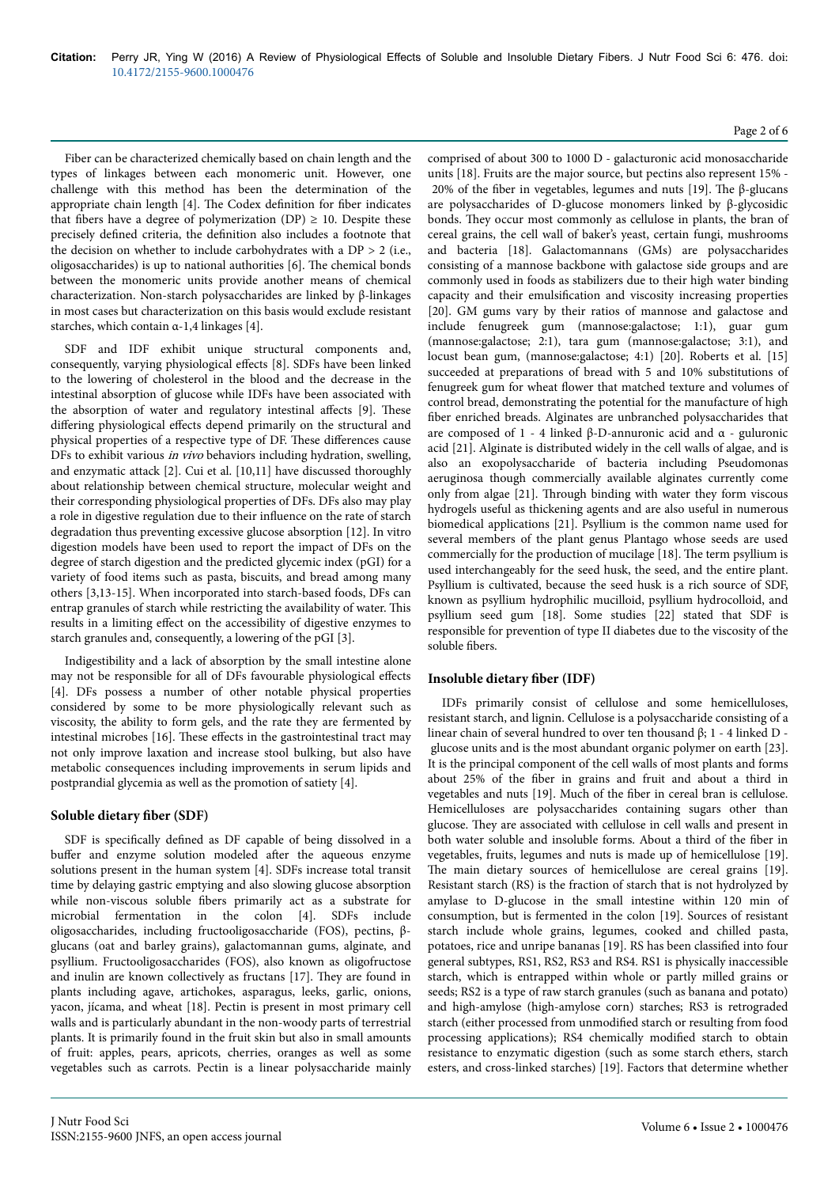Fiber can be characterized chemically based on chain length and the types of linkages between each monomeric unit. However, one challenge with this method has been the determination of the appropriate chain length [4]. The Codex definition for fiber indicates that fibers have a degree of polymerization (DP) ≥ 10. Despite these precisely defined criteria, the definition also includes a footnote that the decision on whether to include carbohydrates with a DP > 2 (i.e., oligosaccharides) is up to national authorities [6]. The chemical bonds between the monomeric units provide another means of chemical characterization. Non-starch polysaccharides are linked by β-linkages in most cases but characterization on this basis would exclude resistant starches, which contain α-1,4 linkages [4].

SDF and IDF exhibit unique structural components and, consequently, varying physiological effects [8]. SDFs have been linked to the lowering of cholesterol in the blood and the decrease in the intestinal absorption of glucose while IDFs have been associated with the absorption of water and regulatory intestinal affects [9]. These differing physiological effects depend primarily on the structural and physical properties of a respective type of DF. These differences cause DFs to exhibit various *in vivo* behaviors including hydration, swelling, and enzymatic attack [2]. Cui et al. [10,11] have discussed thoroughly about relationship between chemical structure, molecular weight and their corresponding physiological properties of DFs. DFs also may play a role in digestive regulation due to their influence on the rate of starch degradation thus preventing excessive glucose absorption [12]. In vitro digestion models have been used to report the impact of DFs on the degree of starch digestion and the predicted glycemic index (pGI) for a variety of food items such as pasta, biscuits, and bread among many others [3,13-15]. When incorporated into starch-based foods, DFs can entrap granules of starch while restricting the availability of water. This results in a limiting effect on the accessibility of digestive enzymes to starch granules and, consequently, a lowering of the pGI [3].

Indigestibility and a lack of absorption by the small intestine alone may not be responsible for all of DFs favourable physiological effects [4]. DFs possess a number of other notable physical properties considered by some to be more physiologically relevant such as viscosity, the ability to form gels, and the rate they are fermented by intestinal microbes [16]. These effects in the gastrointestinal tract may not only improve laxation and increase stool bulking, but also have metabolic consequences including improvements in serum lipids and postprandial glycemia as well as the promotion of satiety [4].

## Soluble dietary fiber (SDF)

SDF is specifically defined as DF capable of being dissolved in a buffer and enzyme solution modeled after the aqueous enzyme solutions present in the human system [4]. SDFs increase total transit time by delaying gastric emptying and also slowing glucose absorption while non-viscous soluble fibers primarily act as a substrate for microbial fermentation in the colon [4]. SDFs include oligosaccharides, including fructooligosaccharide (FOS), pectins, β-glucans (oat and barley grains), galactomannan gums, alginate, and psyllium. Fructooligosaccharides (FOS), also known as oligofructose and inulin are known collectively as fructans [17]. They are found in plants including agave, artichokes, asparagus, leeks, garlic, onions, yacon, jícama, and wheat [18]. Pectin is present in most primary cell walls and is particularly abundant in the non-woody parts of terrestrial plants. It is primarily found in the fruit skin but also in small amounts of fruit: apples, pears, apricots, cherries, oranges as well as some vegetables such as carrots. Pectin is a linear polysaccharide mainly comprised of about 300 to 1000 D - galacturonic acid monosaccharide units [18]. Fruits are the major source, but pectins also represent 15% - 20% of the fiber in vegetables, legumes and nuts [19]. The β-glucans are polysaccharides of D-glucose monomers linked by β-glycosidic bonds. They occur most commonly as cellulose in plants, the bran of cereal grains, the cell wall of baker's yeast, certain fungi, mushrooms and bacteria [18]. Galactomannans (GMs) are polysaccharides consisting of a mannose backbone with galactose side groups and are commonly used in foods as stabilizers due to their high water binding capacity and their emulsification and viscosity increasing properties [20]. GM gums vary by their ratios of mannose and galactose and include fenugreek gum (mannose:galactose; 1:1), guar gum (mannose:galactose; 2:1), tara gum (mannose:galactose; 3:1), and locust bean gum, (mannose:galactose; 4:1) [20]. Roberts et al. [15] succeeded at preparations of bread with 5 and 10% substitutions of fenugreek gum for wheat flower that matched texture and volumes of control bread, demonstrating the potential for the manufacture of high fiber enriched breads. Alginates are unbranched polysaccharides that are composed of 1 - 4 linked β-D-annuronic acid and α - guluronic acid [21]. Alginate is distributed widely in the cell walls of algae, and is also an exopolysaccharide of bacteria including Pseudomonas aeruginosa though commercially available alginates currently come only from algae [21]. Through binding with water they form viscous hydrogels useful as thickening agents and are also useful in numerous biomedical applications [21]. Psyllium is the common name used for several members of the plant genus Plantago whose seeds are used commercially for the production of mucilage [18]. The term psyllium is used interchangeably for the seed husk, the seed, and the entire plant. Psyllium is cultivated, because the seed husk is a rich source of SDF, known as psyllium hydrophilic mucilloid, psyllium hydrocolloid, and psyllium seed gum [18]. Some studies [22] stated that SDF is responsible for prevention of type II diabetes due to the viscosity of the soluble fibers.

## Insoluble dietary fiber (IDF)

IDFs primarily consist of cellulose and some hemicelluloses, resistant starch, and lignin. Cellulose is a polysaccharide consisting of a linear chain of several hundred to over ten thousand β; 1 - 4 linked D - glucose units and is the most abundant organic polymer on earth [23]. It is the principal component of the cell walls of most plants and forms about 25% of the fiber in grains and fruit and about a third in vegetables and nuts [19]. Much of the fiber in cereal bran is cellulose. Hemicelluloses are polysaccharides containing sugars other than glucose. They are associated with cellulose in cell walls and present in both water soluble and insoluble forms. About a third of the fiber in vegetables, fruits, legumes and nuts is made up of hemicellulose [19]. The main dietary sources of hemicellulose are cereal grains [19]. Resistant starch (RS) is the fraction of starch that is not hydrolyzed by amylase to D-glucose in the small intestine within 120 min of consumption, but is fermented in the colon [19]. Sources of resistant starch include whole grains, legumes, cooked and chilled pasta, potatoes, rice and unripe bananas [19]. RS has been classified into four general subtypes, RS1, RS2, RS3 and RS4. RS1 is physically inaccessible starch, which is entrapped within whole or partly milled grains or seeds; RS2 is a type of raw starch granules (such as banana and potato) and high-amylose (high-amylose corn) starches; RS3 is retrograded starch (either processed from unmodified starch or resulting from food processing applications); RS4 chemically modified starch to obtain resistance to enzymatic digestion (such as some starch ethers, starch esters, and cross-linked starches) [19]. Factors that determine whether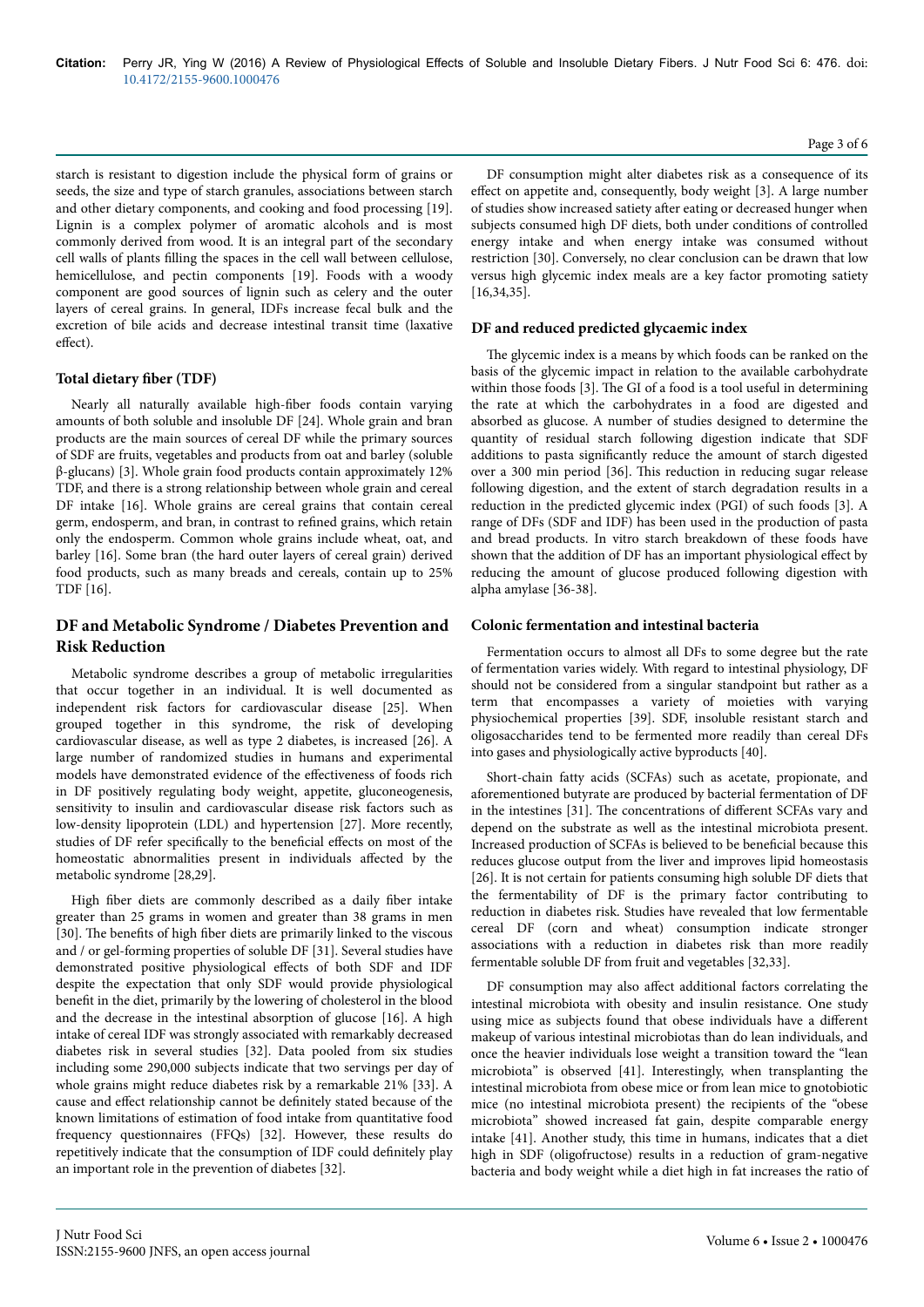starch is resistant to digestion include the physical form of grains or seeds, the size and type of starch granules, associations between starch and other dietary components, and cooking and food processing [19]. Lignin is a complex polymer of aromatic alcohols and is most commonly derived from wood. It is an integral part of the secondary cell walls of plants filling the spaces in the cell wall between cellulose, hemicellulose, and pectin components [19]. Foods with a woody component are good sources of lignin such as celery and the outer layers of cereal grains. In general, IDFs increase fecal bulk and the excretion of bile acids and decrease intestinal transit time (laxative effect).

### Total dietary fiber (TDF)

Nearly all naturally available high-fiber foods contain varying amounts of both soluble and insoluble DF [24]. Whole grain and bran products are the main sources of cereal DF while the primary sources of SDF are fruits, vegetables and products from oat and barley (soluble β-glucans) [3]. Whole grain food products contain approximately 12% TDF, and there is a strong relationship between whole grain and cereal DF intake [16]. Whole grains are cereal grains that contain cereal germ, endosperm, and bran, in contrast to refined grains, which retain only the endosperm. Common whole grains include wheat, oat, and barley [16]. Some bran (the hard outer layers of cereal grain) derived food products, such as many breads and cereals, contain up to 25% TDF [16].

## DF and Metabolic Syndrome / Diabetes Prevention and Risk Reduction

Metabolic syndrome describes a group of metabolic irregularities that occur together in an individual. It is well documented as independent risk factors for cardiovascular disease [25]. When grouped together in this syndrome, the risk of developing cardiovascular disease, as well as type 2 diabetes, is increased [26]. A large number of randomized studies in humans and experimental models have demonstrated evidence of the effectiveness of foods rich in DF positively regulating body weight, appetite, gluconeogenesis, sensitivity to insulin and cardiovascular disease risk factors such as low-density lipoprotein (LDL) and hypertension [27]. More recently, studies of DF refer specifically to the beneficial effects on most of the homeostatic abnormalities present in individuals affected by the metabolic syndrome [28,29].

High fiber diets are commonly described as a daily fiber intake greater than 25 grams in women and greater than 38 grams in men [30]. The benefits of high fiber diets are primarily linked to the viscous and / or gel-forming properties of soluble DF [31]. Several studies have demonstrated positive physiological effects of both SDF and IDF despite the expectation that only SDF would provide physiological benefit in the diet, primarily by the lowering of cholesterol in the blood and the decrease in the intestinal absorption of glucose [16]. A high intake of cereal IDF was strongly associated with remarkably decreased diabetes risk in several studies [32]. Data pooled from six studies including some 290,000 subjects indicate that two servings per day of whole grains might reduce diabetes risk by a remarkable 21% [33]. A cause and effect relationship cannot be definitely stated because of the known limitations of estimation of food intake from quantitative food frequency questionnaires (FFQs) [32]. However, these results do repetitively indicate that the consumption of IDF could definitely play an important role in the prevention of diabetes [32].

DF consumption might alter diabetes risk as a consequence of its effect on appetite and, consequently, body weight [3]. A large number of studies show increased satiety after eating or decreased hunger when subjects consumed high DF diets, both under conditions of controlled energy intake and when energy intake was consumed without restriction [30]. Conversely, no clear conclusion can be drawn that low versus high glycemic index meals are a key factor promoting satiety [16,34,35].

### DF and reduced predicted glycaemic index

The glycemic index is a means by which foods can be ranked on the basis of the glycemic impact in relation to the available carbohydrate within those foods [3]. The GI of a food is a tool useful in determining the rate at which the carbohydrates in a food are digested and absorbed as glucose. A number of studies designed to determine the quantity of residual starch following digestion indicate that SDF additions to pasta significantly reduce the amount of starch digested over a 300 min period [36]. This reduction in reducing sugar release following digestion, and the extent of starch degradation results in a reduction in the predicted glycemic index (PGI) of such foods [3]. A range of DFs (SDF and IDF) has been used in the production of pasta and bread products. In vitro starch breakdown of these foods have shown that the addition of DF has an important physiological effect by reducing the amount of glucose produced following digestion with alpha amylase [36-38].

### Colonic fermentation and intestinal bacteria

Fermentation occurs to almost all DFs to some degree but the rate of fermentation varies widely. With regard to intestinal physiology, DF should not be considered from a singular standpoint but rather as a term that encompasses a variety of moieties with varying physiochemical properties [39]. SDF, insoluble resistant starch and oligosaccharides tend to be fermented more readily than cereal DFs into gases and physiologically active byproducts [40].

Short-chain fatty acids (SCFAs) such as acetate, propionate, and aforementioned butyrate are produced by bacterial fermentation of DF in the intestines [31]. The concentrations of different SCFAs vary and depend on the substrate as well as the intestinal microbiota present. Increased production of SCFAs is believed to be beneficial because this reduces glucose output from the liver and improves lipid homeostasis [26]. It is not certain for patients consuming high soluble DF diets that the fermentability of DF is the primary factor contributing to reduction in diabetes risk. Studies have revealed that low fermentable cereal DF (corn and wheat) consumption indicate stronger associations with a reduction in diabetes risk than more readily fermentable soluble DF from fruit and vegetables [32,33].

DF consumption may also affect additional factors correlating the intestinal microbiota with obesity and insulin resistance. One study using mice as subjects found that obese individuals have a different makeup of various intestinal microbiotas than do lean individuals, and once the heavier individuals lose weight a transition toward the "lean microbiota" is observed [41]. Interestingly, when transplanting the intestinal microbiota from obese mice or from lean mice to gnotobiotic mice (no intestinal microbiota present) the recipients of the "obese microbiota" showed increased fat gain, despite comparable energy intake [41]. Another study, this time in humans, indicates that a diet high in SDF (oligofructose) results in a reduction of gram-negative bacteria and body weight while a diet high in fat increases the ratio of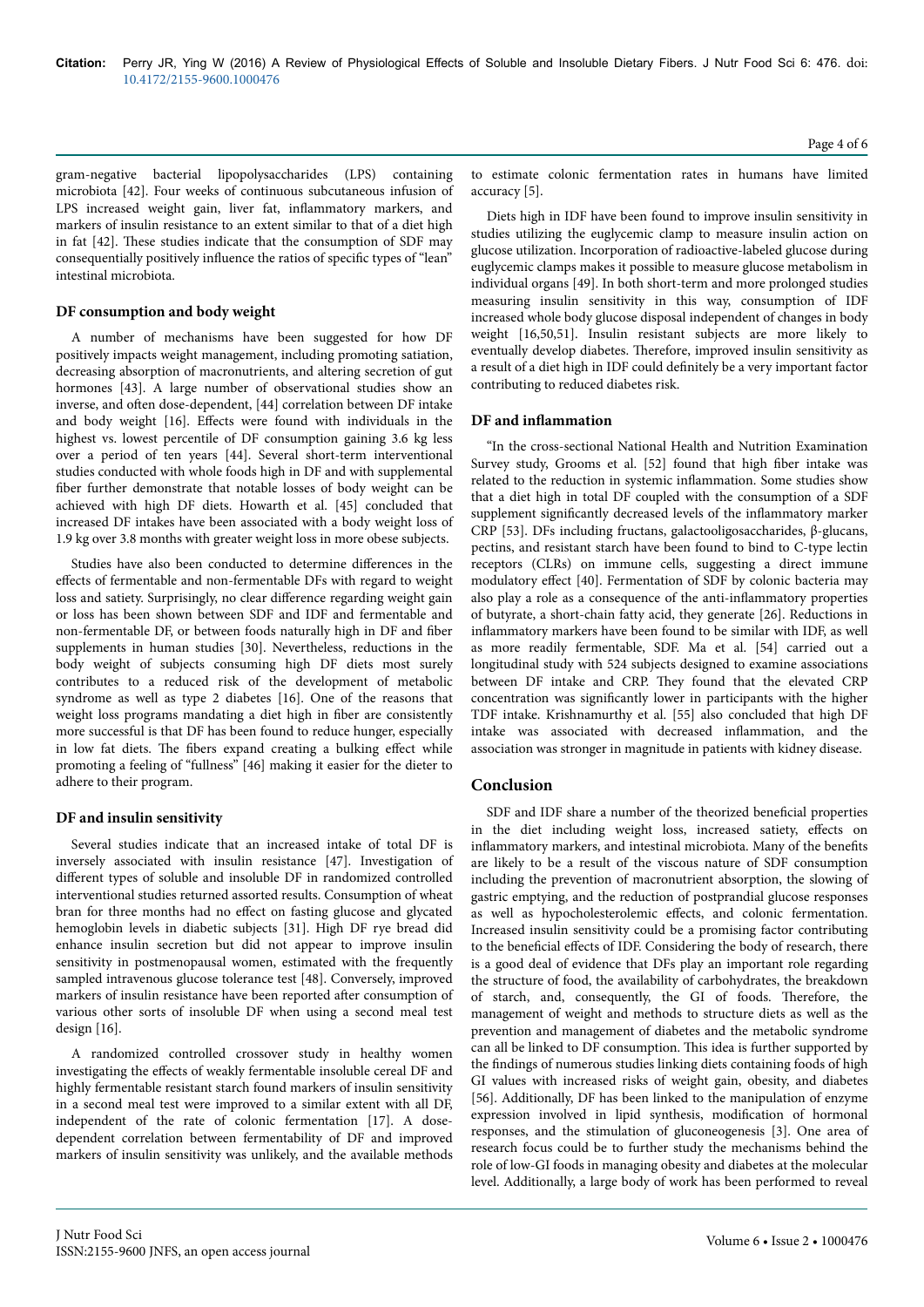gram-negative bacterial lipopolysaccharides (LPS) containing microbiota [42]. Four weeks of continuous subcutaneous infusion of LPS increased weight gain, liver fat, inflammatory markers, and markers of insulin resistance to an extent similar to that of a diet high in fat [42]. These studies indicate that the consumption of SDF may consequentially positively influence the ratios of specific types of "lean" intestinal microbiota.

### DF consumption and body weight

A number of mechanisms have been suggested for how DF positively impacts weight management, including promoting satiation, decreasing absorption of macronutrients, and altering secretion of gut hormones [43]. A large number of observational studies show an inverse, and often dose-dependent, [44] correlation between DF intake and body weight [16]. Effects were found with individuals in the highest vs. lowest percentile of DF consumption gaining 3.6 kg less over a period of ten years [44]. Several short-term interventional studies conducted with whole foods high in DF and with supplemental fiber further demonstrate that notable losses of body weight can be achieved with high DF diets. Howarth et al. [45] concluded that increased DF intakes have been associated with a body weight loss of 1.9 kg over 3.8 months with greater weight loss in more obese subjects.

Studies have also been conducted to determine differences in the effects of fermentable and non-fermentable DFs with regard to weight loss and satiety. Surprisingly, no clear difference regarding weight gain or loss has been shown between SDF and IDF and fermentable and non-fermentable DF, or between foods naturally high in DF and fiber supplements in human studies [30]. Nevertheless, reductions in the body weight of subjects consuming high DF diets most surely contributes to a reduced risk of the development of metabolic syndrome as well as type 2 diabetes [16]. One of the reasons that weight loss programs mandating a diet high in fiber are consistently more successful is that DF has been found to reduce hunger, especially in low fat diets. The fibers expand creating a bulking effect while promoting a feeling of "fullness" [46] making it easier for the dieter to adhere to their program.

### DF and insulin sensitivity

Several studies indicate that an increased intake of total DF is inversely associated with insulin resistance [47]. Investigation of different types of soluble and insoluble DF in randomized controlled interventional studies returned assorted results. Consumption of wheat bran for three months had no effect on fasting glucose and glycated hemoglobin levels in diabetic subjects [31]. High DF rye bread did enhance insulin secretion but did not appear to improve insulin sensitivity in postmenopausal women, estimated with the frequently sampled intravenous glucose tolerance test [48]. Conversely, improved markers of insulin resistance have been reported after consumption of various other sorts of insoluble DF when using a second meal test design [16].

A randomized controlled crossover study in healthy women investigating the effects of weakly fermentable insoluble cereal DF and highly fermentable resistant starch found markers of insulin sensitivity in a second meal test were improved to a similar extent with all DF, independent of the rate of colonic fermentation [17]. A dose-dependent correlation between fermentability of DF and improved markers of insulin sensitivity was unlikely, and the available methods to estimate colonic fermentation rates in humans have limited accuracy [5].

Diets high in IDF have been found to improve insulin sensitivity in studies utilizing the euglycemic clamp to measure insulin action on glucose utilization. Incorporation of radioactive-labeled glucose during euglycemic clamps makes it possible to measure glucose metabolism in individual organs [49]. In both short-term and more prolonged studies measuring insulin sensitivity in this way, consumption of IDF increased whole body glucose disposal independent of changes in body weight [16,50,51]. Insulin resistant subjects are more likely to eventually develop diabetes. Therefore, improved insulin sensitivity as a result of a diet high in IDF could definitely be a very important factor contributing to reduced diabetes risk.

### DF and inflammation

"In the cross-sectional National Health and Nutrition Examination Survey study, Grooms et al. [52] found that high fiber intake was related to the reduction in systemic inflammation. Some studies show that a diet high in total DF coupled with the consumption of a SDF supplement significantly decreased levels of the inflammatory marker CRP [53]. DFs including fructans, galactooligosaccharides, β-glucans, pectins, and resistant starch have been found to bind to C-type lectin receptors (CLRs) on immune cells, suggesting a direct immune modulatory effect [40]. Fermentation of SDF by colonic bacteria may also play a role as a consequence of the anti-inflammatory properties of butyrate, a short-chain fatty acid, they generate [26]. Reductions in inflammatory markers have been found to be similar with IDF, as well as more readily fermentable, SDF. Ma et al. [54] carried out a longitudinal study with 524 subjects designed to examine associations between DF intake and CRP. They found that the elevated CRP concentration was significantly lower in participants with the higher TDF intake. Krishnamurthy et al. [55] also concluded that high DF intake was associated with decreased inflammation, and the association was stronger in magnitude in patients with kidney disease.

## Conclusion

SDF and IDF share a number of the theorized beneficial properties in the diet including weight loss, increased satiety, effects on inflammatory markers, and intestinal microbiota. Many of the benefits are likely to be a result of the viscous nature of SDF consumption including the prevention of macronutrient absorption, the slowing of gastric emptying, and the reduction of postprandial glucose responses as well as hypocholesterolemic effects, and colonic fermentation. Increased insulin sensitivity could be a promising factor contributing to the beneficial effects of IDF. Considering the body of research, there is a good deal of evidence that DFs play an important role regarding the structure of food, the availability of carbohydrates, the breakdown of starch, and, consequently, the GI of foods. Therefore, the management of weight and methods to structure diets as well as the prevention and management of diabetes and the metabolic syndrome can all be linked to DF consumption. This idea is further supported by the findings of numerous studies linking diets containing foods of high GI values with increased risks of weight gain, obesity, and diabetes [56]. Additionally, DF has been linked to the manipulation of enzyme expression involved in lipid synthesis, modification of hormonal responses, and the stimulation of gluconeogenesis [3]. One area of research focus could be to further study the mechanisms behind the role of low-GI foods in managing obesity and diabetes at the molecular level. Additionally, a large body of work has been performed to reveal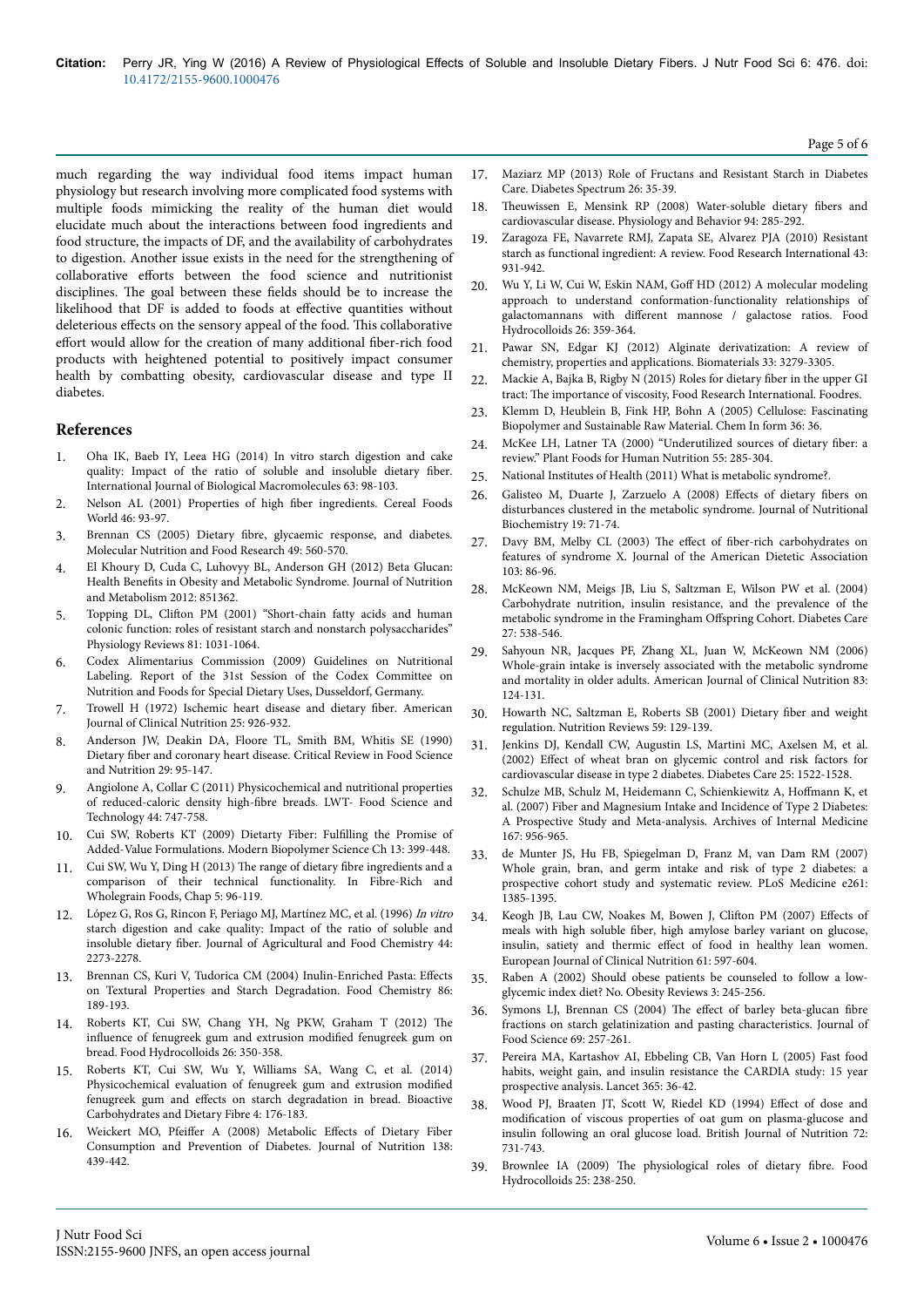much regarding the way individual food items impact human physiology but research involving more complicated food systems with multiple foods mimicking the reality of the human diet would elucidate much about the interactions between food ingredients and food structure, the impacts of DF, and the availability of carbohydrates to digestion. Another issue exists in the need for the strengthening of collaborative efforts between the food science and nutritionist disciplines. The goal between these fields should be to increase the likelihood that DF is added to foods at effective quantities without deleterious effects on the sensory appeal of the food. This collaborative effort would allow for the creation of many additional fiber-rich food products with heightened potential to positively impact consumer health by combatting obesity, cardiovascular disease and type II diabetes.

## References

1. Oha IK, Baeb IY, Leea HG (2014) In vitro starch digestion and cake quality: Impact of the ratio of soluble and insoluble dietary fiber. International Journal of Biological Macromolecules 63: 98-103.
2. Nelson AL (2001) Properties of high fiber ingredients. Cereal Foods World 46: 93-97.
3. Brennan CS (2005) Dietary fibre, glycaemic response, and diabetes. Molecular Nutrition and Food Research 49: 560-570.
4. El Khoury D, Cuda C, Luhovyy BL, Anderson GH (2012) Beta Glucan: Health Benefits in Obesity and Metabolic Syndrome. Journal of Nutrition and Metabolism 2012: 851362.
5. Topping DL, Clifton PM (2001) "Short-chain fatty acids and human colonic function: roles of resistant starch and nonstarch polysaccharides" Physiology Reviews 81: 1031-1064.
6. Codex Alimentarius Commission (2009) Guidelines on Nutritional Labeling. Report of the 31st Session of the Codex Committee on Nutrition and Foods for Special Dietary Uses, Dusseldorf, Germany.
7. Trowell H (1972) Ischemic heart disease and dietary fiber. American Journal of Clinical Nutrition 25: 926-932.
8. Anderson JW, Deakin DA, Floore TL, Smith BM, Whitis SE (1990) Dietary fiber and coronary heart disease. Critical Review in Food Science and Nutrition 29: 95-147.
9. Angiolone A, Collar C (2011) Physicochemical and nutritional properties of reduced-caloric density high-fibre breads. LWT- Food Science and Technology 44: 747-758.
10. Cui SW, Roberts KT (2009) Dietarty Fiber: Fulfilling the Promise of Added-Value Formulations. Modern Biopolymer Science Ch 13: 399-448.
11. Cui SW, Wu Y, Ding H (2013) The range of dietary fibre ingredients and a comparison of their technical functionality. In Fibre-Rich and Wholegrain Foods, Chap 5: 96-119.
12. López G, Ros G, Rincon F, Periago MJ, Martínez MC, et al. (1996) *In vitro* starch digestion and cake quality: Impact of the ratio of soluble and insoluble dietary fiber. Journal of Agricultural and Food Chemistry 44: 2273-2278.
13. Brennan CS, Kuri V, Tudorica CM (2004) Inulin-Enriched Pasta: Effects on Textural Properties and Starch Degradation. Food Chemistry 86: 189-193.
14. Roberts KT, Cui SW, Chang YH, Ng PKW, Graham T (2012) The influence of fenugreek gum and extrusion modified fenugreek gum on bread. Food Hydrocolloids 26: 350-358.
15. Roberts KT, Cui SW, Wu Y, Williams SA, Wang C, et al. (2014) Physicochemical evaluation of fenugreek gum and extrusion modified fenugreek gum and effects on starch degradation in bread. Bioactive Carbohydrates and Dietary Fibre 4: 176-183.
16. Weickert MO, Pfeiffer A (2008) Metabolic Effects of Dietary Fiber Consumption and Prevention of Diabetes. Journal of Nutrition 138: 439-442.
17. Maziarz MP (2013) Role of Fructans and Resistant Starch in Diabetes Care. Diabetes Spectrum 26: 35-39.
18. Theuwissen E, Mensink RP (2008) Water-soluble dietary fibers and cardiovascular disease. Physiology and Behavior 94: 285-292.
19. Zaragoza FE, Navarrete RMJ, Zapata SE, Alvarez PJA (2010) Resistant starch as functional ingredient: A review. Food Research International 43: 931-942.
20. Wu Y, Li W, Cui W, Eskin NAM, Goff HD (2012) A molecular modeling approach to understand conformation-functionality relationships of galactomannans with different mannose / galactose ratios. Food Hydrocolloids 26: 359-364.
21. Pawar SN, Edgar KJ (2012) Alginate derivatization: A review of chemistry, properties and applications. Biomaterials 33: 3279-3305.
22. Mackie A, Bajka B, Rigby N (2015) Roles for dietary fiber in the upper GI tract: The importance of viscosity, Food Research International. Foodres.
23. Klemm D, Heublein B, Fink HP, Bohn A (2005) Cellulose: Fascinating Biopolymer and Sustainable Raw Material. Chem In form 36: 36.
24. McKee LH, Latner TA (2000) "Underutilized sources of dietary fiber: a review." Plant Foods for Human Nutrition 55: 285-304.
25. National Institutes of Health (2011) What is metabolic syndrome?.
26. Galisteo M, Duarte J, Zarzuelo A (2008) Effects of dietary fibers on disturbances clustered in the metabolic syndrome. Journal of Nutritional Biochemistry 19: 71-74.
27. Davy BM, Melby CL (2003) The effect of fiber-rich carbohydrates on features of syndrome X. Journal of the American Dietetic Association 103: 86-96.
28. McKeown NM, Meigs JB, Liu S, Saltzman E, Wilson PW et al. (2004) Carbohydrate nutrition, insulin resistance, and the prevalence of the metabolic syndrome in the Framingham Offspring Cohort. Diabetes Care 27: 538-546.
29. Sahyoun NR, Jacques PF, Zhang XL, Juan W, McKeown NM (2006) Whole-grain intake is inversely associated with the metabolic syndrome and mortality in older adults. American Journal of Clinical Nutrition 83: 124-131.
30. Howarth NC, Saltzman E, Roberts SB (2001) Dietary fiber and weight regulation. Nutrition Reviews 59: 129-139.
31. Jenkins DJ, Kendall CW, Augustin LS, Martini MC, Axelsen M, et al. (2002) Effect of wheat bran on glycemic control and risk factors for cardiovascular disease in type 2 diabetes. Diabetes Care 25: 1522-1528.
32. Schulze MB, Schulz M, Heidemann C, Schienkiewitz A, Hoffmann K, et al. (2007) Fiber and Magnesium Intake and Incidence of Type 2 Diabetes: A Prospective Study and Meta-analysis. Archives of Internal Medicine 167: 956-965.
33. de Munter JS, Hu FB, Spiegelman D, Franz M, van Dam RM (2007) Whole grain, bran, and germ intake and risk of type 2 diabetes: a prospective cohort study and systematic review. PLoS Medicine e261: 1385-1395.
34. Keogh JB, Lau CW, Noakes M, Bowen J, Clifton PM (2007) Effects of meals with high soluble fiber, high amylose barley variant on glucose, insulin, satiety and thermic effect of food in healthy lean women. European Journal of Clinical Nutrition 61: 597-604.
35. Raben A (2002) Should obese patients be counseled to follow a low-glycemic index diet? No. Obesity Reviews 3: 245-256.
36. Symons LJ, Brennan CS (2004) The effect of barley beta-glucan fibre fractions on starch gelatinization and pasting characteristics. Journal of Food Science 69: 257-261.
37. Pereira MA, Kartashov AI, Ebbeling CB, Van Horn L (2005) Fast food habits, weight gain, and insulin resistance the CARDIA study: 15 year prospective analysis. Lancet 365: 36-42.
38. Wood PJ, Braaten JT, Scott W, Riedel KD (1994) Effect of dose and modification of viscous properties of oat gum on plasma-glucose and insulin following an oral glucose load. British Journal of Nutrition 72: 731-743.
39. Brownlee IA (2009) The physiological roles of dietary fibre. Food Hydrocolloids 25: 238-250.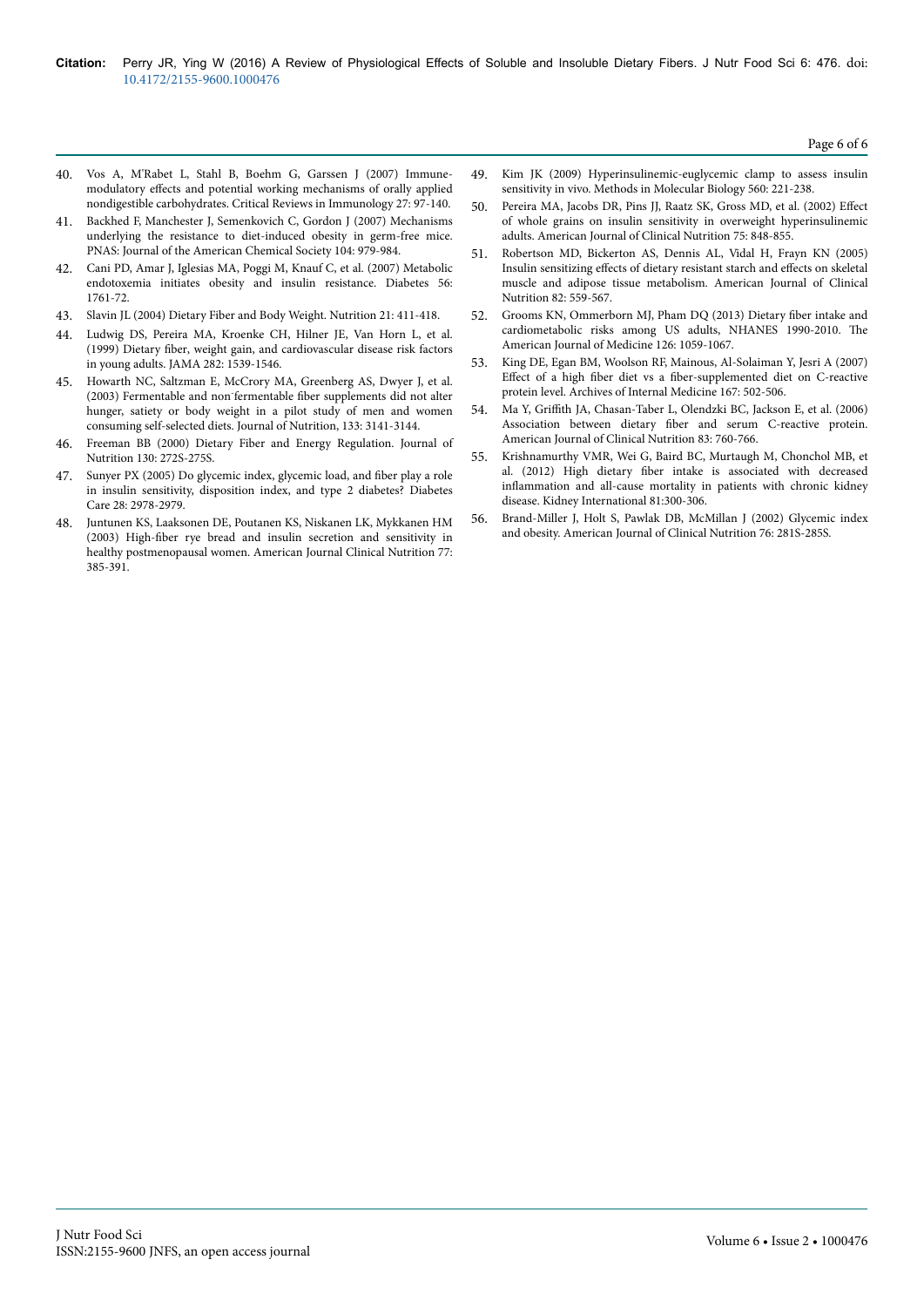40. Vos A, M'Rabet L, Stahl B, Boehm G, Garssen J (2007) Immune-modulatory effects and potential working mechanisms of orally applied nondigestible carbohydrates. Critical Reviews in Immunology 27: 97-140.
41. Backhed F, Manchester J, Semenkovich C, Gordon J (2007) Mechanisms underlying the resistance to diet-induced obesity in germ-free mice. PNAS: Journal of the American Chemical Society 104: 979-984.
42. Cani PD, Amar J, Iglesias MA, Poggi M, Knauf C, et al. (2007) Metabolic endotoxemia initiates obesity and insulin resistance. Diabetes 56: 1761-72.
43. Slavin JL (2004) Dietary Fiber and Body Weight. Nutrition 21: 411-418.
44. Ludwig DS, Pereira MA, Kroenke CH, Hilner JE, Van Horn L, et al. (1999) Dietary fiber, weight gain, and cardiovascular disease risk factors in young adults. JAMA 282: 1539-1546.
45. Howarth NC, Saltzman E, McCrory MA, Greenberg AS, Dwyer J, et al. (2003) Fermentable and non-fermentable fiber supplements did not alter hunger, satiety or body weight in a pilot study of men and women consuming self-selected diets. Journal of Nutrition, 133: 3141-3144.
46. Freeman BB (2000) Dietary Fiber and Energy Regulation. Journal of Nutrition 130: 272S-275S.
47. Sunyer PX (2005) Do glycemic index, glycemic load, and fiber play a role in insulin sensitivity, disposition index, and type 2 diabetes? Diabetes Care 28: 2978-2979.
48. Juntunen KS, Laaksonen DE, Poutanen KS, Niskanen LK, Mykkanen HM (2003) High-fiber rye bread and insulin secretion and sensitivity in healthy postmenopausal women. American Journal Clinical Nutrition 77: 385-391.
49. Kim JK (2009) Hyperinsulinemic-euglycemic clamp to assess insulin sensitivity in vivo. Methods in Molecular Biology 560: 221-238.
50. Pereira MA, Jacobs DR, Pins JJ, Raatz SK, Gross MD, et al. (2002) Effect of whole grains on insulin sensitivity in overweight hyperinsulinemic adults. American Journal of Clinical Nutrition 75: 848-855.
51. Robertson MD, Bickerton AS, Dennis AL, Vidal H, Frayn KN (2005) Insulin sensitizing effects of dietary resistant starch and effects on skeletal muscle and adipose tissue metabolism. American Journal of Clinical Nutrition 82: 559-567.
52. Grooms KN, Ommerborn MJ, Pham DQ (2013) Dietary fiber intake and cardiometabolic risks among US adults, NHANES 1990-2010. The American Journal of Medicine 126: 1059-1067.
53. King DE, Egan BM, Woolson RF, Mainous, Al-Solaiman Y, Jesri A (2007) Effect of a high fiber diet vs a fiber-supplemented diet on C-reactive protein level. Archives of Internal Medicine 167: 502-506.
54. Ma Y, Griffith JA, Chasan-Taber L, Olendzki BC, Jackson E, et al. (2006) Association between dietary fiber and serum C-reactive protein. American Journal of Clinical Nutrition 83: 760-766.
55. Krishnamurthy VMR, Wei G, Baird BC, Murtaugh M, Chonchol MB, et al. (2012) High dietary fiber intake is associated with decreased inflammation and all-cause mortality in patients with chronic kidney disease. Kidney International 81:300-306.
56. Brand-Miller J, Holt S, Pawlak DB, McMillan J (2002) Glycemic index and obesity. American Journal of Clinical Nutrition 76: 281S-285S.